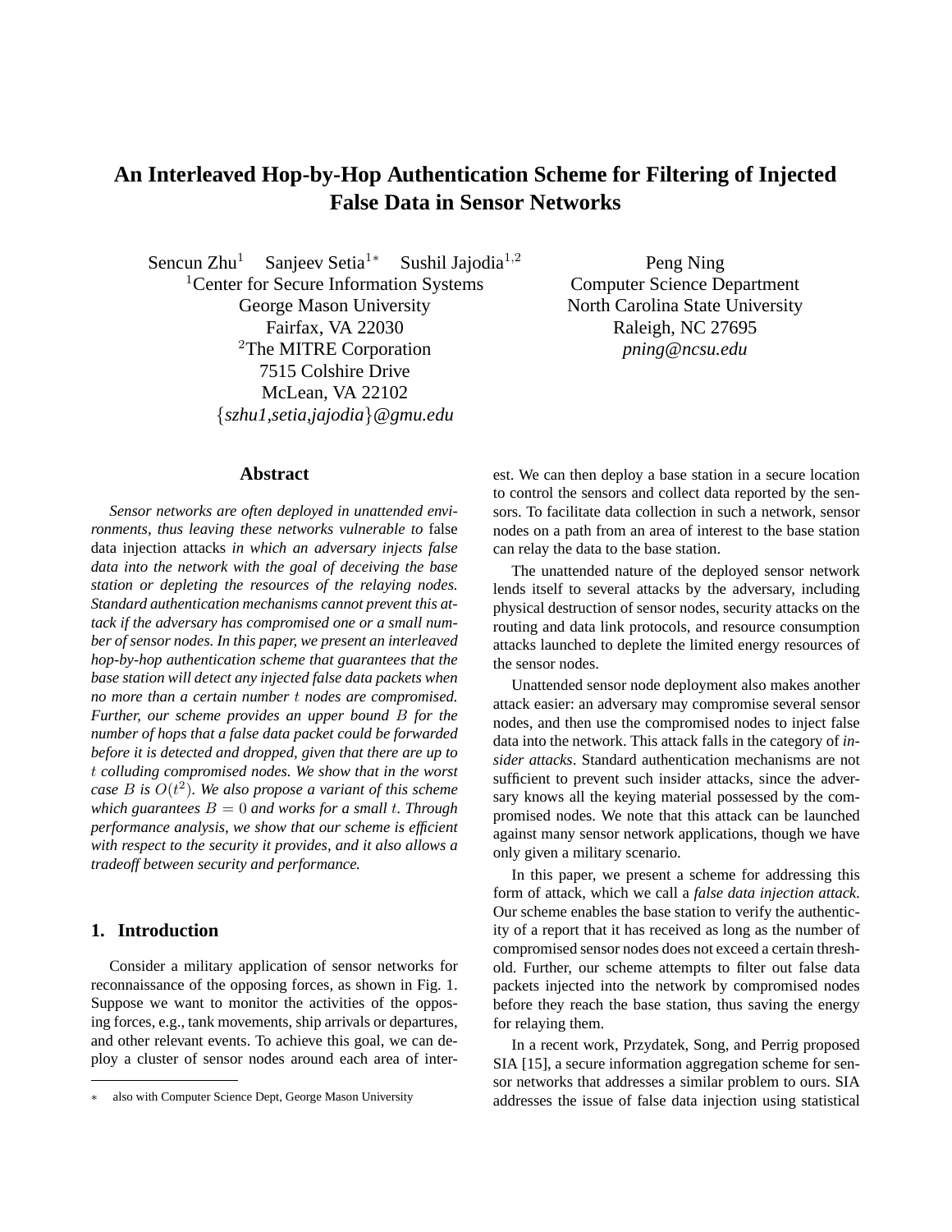# An Interleaved Hop-by-Hop Authentication Scheme for Filtering of Injected False Data in Sensor Networks

Sencun Zhu[1] Sanjeev Setia[1*] Sushil Jajodia[1,2]
[1]Center for Secure Information Systems
George Mason University
Fairfax, VA 22030
[2]The MITRE Corporation
7515 Colshire Drive
McLean, VA 22102
{*szhu1,setia,jajodia*}*@gmu.edu*

Peng Ning
Computer Science Department
North Carolina State University
Raleigh, NC 27695
*pning@ncsu.edu*

## Abstract

*Sensor networks are often deployed in unattended environments, thus leaving these networks vulnerable to* false data injection attacks *in which an adversary injects false data into the network with the goal of deceiving the base station or depleting the resources of the relaying nodes. Standard authentication mechanisms cannot prevent this attack if the adversary has compromised one or a small number of sensor nodes. In this paper, we present an interleaved hop-by-hop authentication scheme that guarantees that the base station will detect any injected false data packets when no more than a certain number $t$ nodes are compromised. Further, our scheme provides an upper bound $B$ for the number of hops that a false data packet could be forwarded before it is detected and dropped, given that there are up to $t$ colluding compromised nodes. We show that in the worst case $B$ is $O(t^2)$. We also propose a variant of this scheme which guarantees $B = 0$ and works for a small $t$. Through performance analysis, we show that our scheme is efficient with respect to the security it provides, and it also allows a tradeoff between security and performance.*

## 1. Introduction

Consider a military application of sensor networks for reconnaissance of the opposing forces, as shown in Fig. 1. Suppose we want to monitor the activities of the opposing forces, e.g., tank movements, ship arrivals or departures, and other relevant events. To achieve this goal, we can deploy a cluster of sensor nodes around each area of interest. We can then deploy a base station in a secure location to control the sensors and collect data reported by the sensors. To facilitate data collection in such a network, sensor nodes on a path from an area of interest to the base station can relay the data to the base station.

The unattended nature of the deployed sensor network lends itself to several attacks by the adversary, including physical destruction of sensor nodes, security attacks on the routing and data link protocols, and resource consumption attacks launched to deplete the limited energy resources of the sensor nodes.

Unattended sensor node deployment also makes another attack easier: an adversary may compromise several sensor nodes, and then use the compromised nodes to inject false data into the network. This attack falls in the category of *insider attacks*. Standard authentication mechanisms are not sufficient to prevent such insider attacks, since the adversary knows all the keying material possessed by the compromised nodes. We note that this attack can be launched against many sensor network applications, though we have only given a military scenario.

In this paper, we present a scheme for addressing this form of attack, which we call a *false data injection attack*. Our scheme enables the base station to verify the authenticity of a report that it has received as long as the number of compromised sensor nodes does not exceed a certain threshold. Further, our scheme attempts to filter out false data packets injected into the network by compromised nodes before they reach the base station, thus saving the energy for relaying them.

In a recent work, Przydatek, Song, and Perrig proposed SIA [15], a secure information aggregation scheme for sensor networks that addresses a similar problem to ours. SIA addresses the issue of false data injection using statistical

[*] also with Computer Science Dept, George Mason University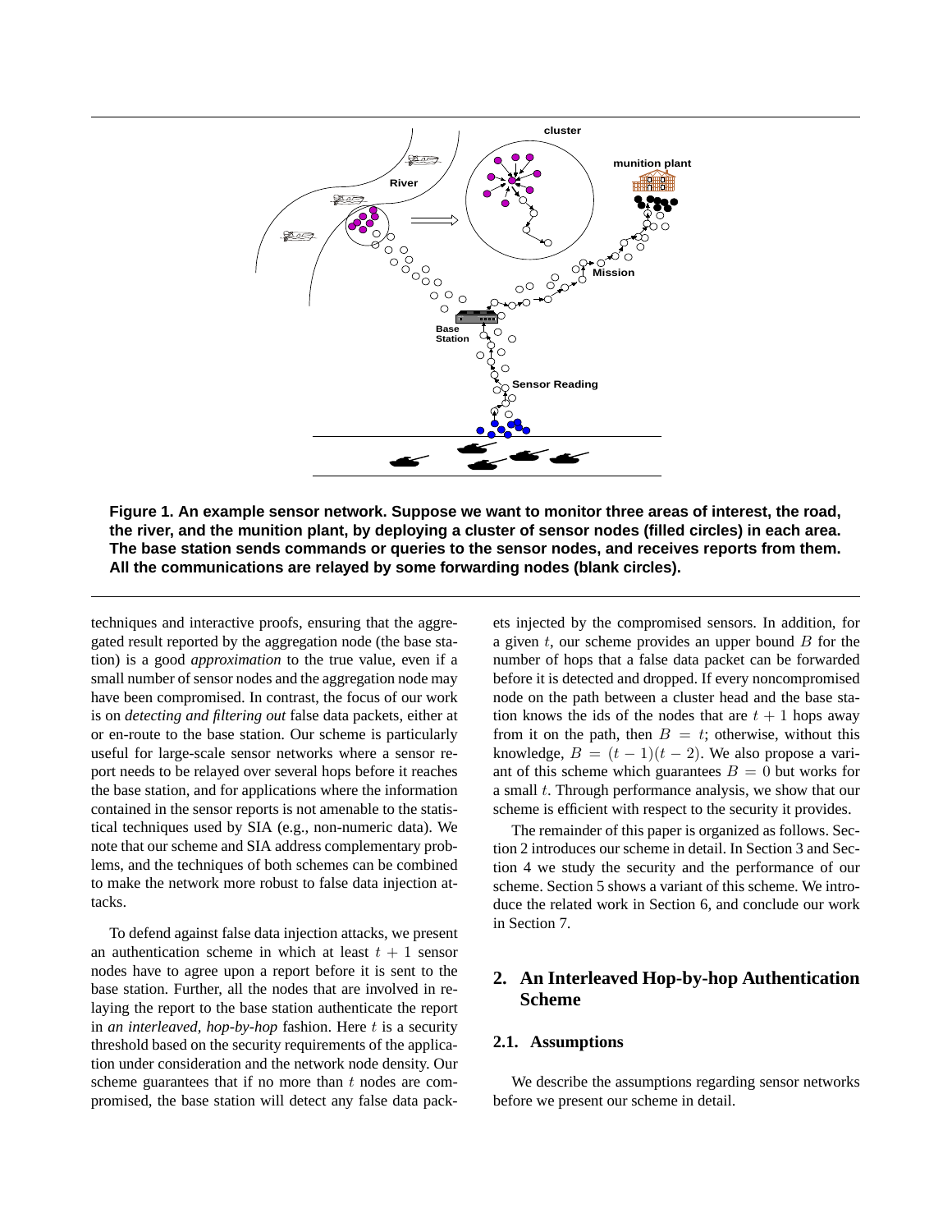**Figure 1. An example sensor network. Suppose we want to monitor three areas of interest, the road, the river, and the munition plant, by deploying a cluster of sensor nodes (filled circles) in each area. The base station sends commands or queries to the sensor nodes, and receives reports from them. All the communications are relayed by some forwarding nodes (blank circles).**

techniques and interactive proofs, ensuring that the aggregated result reported by the aggregation node (the base station) is a good *approximation* to the true value, even if a small number of sensor nodes and the aggregation node may have been compromised. In contrast, the focus of our work is on *detecting and filtering out* false data packets, either at or en-route to the base station. Our scheme is particularly useful for large-scale sensor networks where a sensor report needs to be relayed over several hops before it reaches the base station, and for applications where the information contained in the sensor reports is not amenable to the statistical techniques used by SIA (e.g., non-numeric data). We note that our scheme and SIA address complementary problems, and the techniques of both schemes can be combined to make the network more robust to false data injection attacks.

To defend against false data injection attacks, we present an authentication scheme in which at least $t+1$ sensor nodes have to agree upon a report before it is sent to the base station. Further, all the nodes that are involved in relaying the report to the base station authenticate the report in *an interleaved, hop-by-hop* fashion. Here $t$ is a security threshold based on the security requirements of the application under consideration and the network node density. Our scheme guarantees that if no more than $t$ nodes are compromised, the base station will detect any false data packets injected by the compromised sensors. In addition, for a given $t$, our scheme provides an upper bound $B$ for the number of hops that a false data packet can be forwarded before it is detected and dropped. If every noncompromised node on the path between a cluster head and the base station knows the ids of the nodes that are $t+1$ hops away from it on the path, then $B = t$; otherwise, without this knowledge, $B = (t-1)(t-2)$. We also propose a variant of this scheme which guarantees $B = 0$ but works for a small $t$. Through performance analysis, we show that our scheme is efficient with respect to the security it provides.

The remainder of this paper is organized as follows. Section 2 introduces our scheme in detail. In Section 3 and Section 4 we study the security and the performance of our scheme. Section 5 shows a variant of this scheme. We introduce the related work in Section 6, and conclude our work in Section 7.

## 2. An Interleaved Hop-by-hop Authentication Scheme

### 2.1. Assumptions

We describe the assumptions regarding sensor networks before we present our scheme in detail.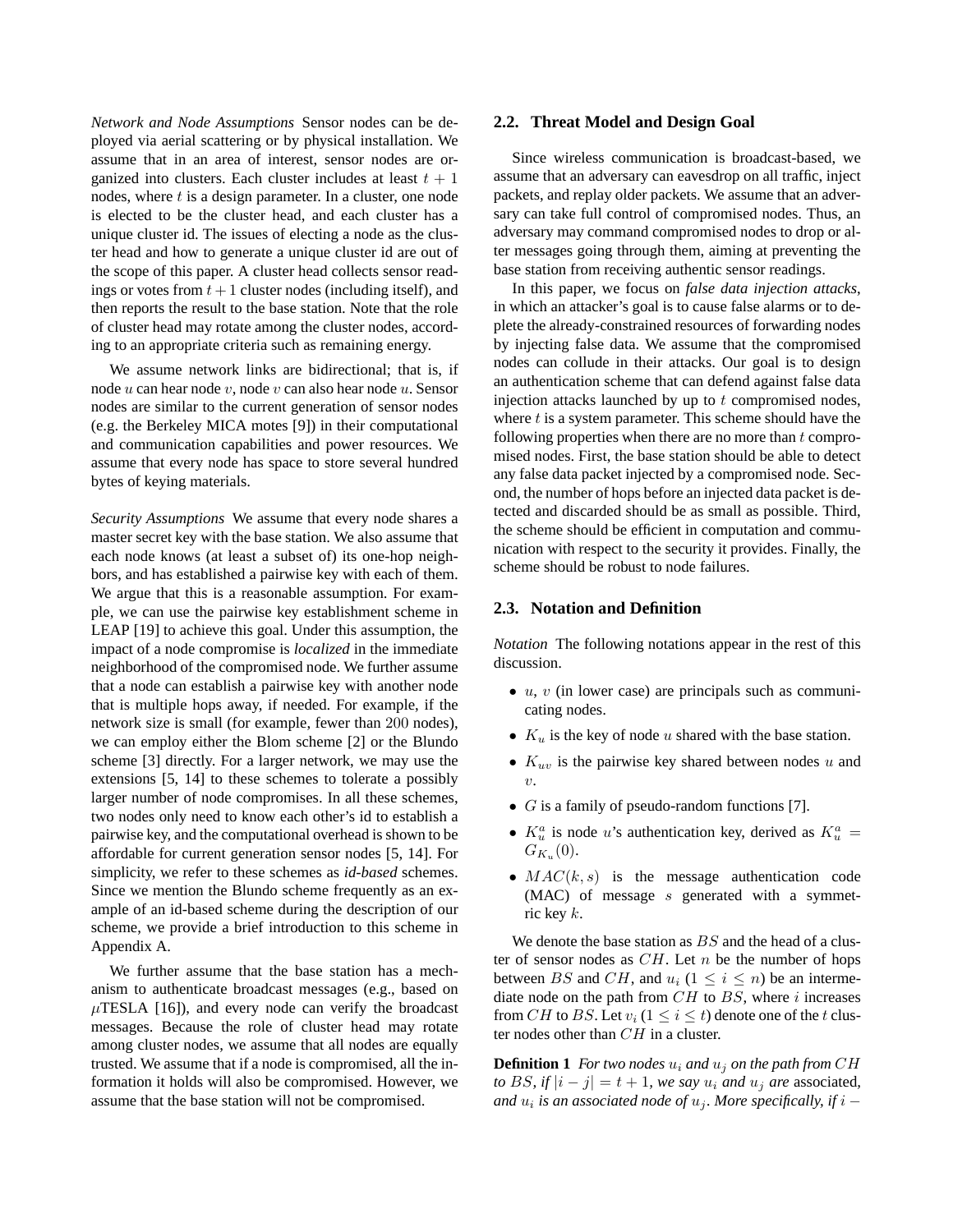*Network and Node Assumptions* Sensor nodes can be deployed via aerial scattering or by physical installation. We assume that in an area of interest, sensor nodes are organized into clusters. Each cluster includes at least $t+1$ nodes, where $t$ is a design parameter. In a cluster, one node is elected to be the cluster head, and each cluster has a unique cluster id. The issues of electing a node as the cluster head and how to generate a unique cluster id are out of the scope of this paper. A cluster head collects sensor readings or votes from $t+1$ cluster nodes (including itself), and then reports the result to the base station. Note that the role of cluster head may rotate among the cluster nodes, according to an appropriate criteria such as remaining energy.

We assume network links are bidirectional; that is, if node $u$ can hear node $v$, node $v$ can also hear node $u$. Sensor nodes are similar to the current generation of sensor nodes (e.g. the Berkeley MICA motes [9]) in their computational and communication capabilities and power resources. We assume that every node has space to store several hundred bytes of keying materials.

*Security Assumptions* We assume that every node shares a master secret key with the base station. We also assume that each node knows (at least a subset of) its one-hop neighbors, and has established a pairwise key with each of them. We argue that this is a reasonable assumption. For example, we can use the pairwise key establishment scheme in LEAP [19] to achieve this goal. Under this assumption, the impact of a node compromise is *localized* in the immediate neighborhood of the compromised node. We further assume that a node can establish a pairwise key with another node that is multiple hops away, if needed. For example, if the network size is small (for example, fewer than 200 nodes), we can employ either the Blom scheme [2] or the Blundo scheme [3] directly. For a larger network, we may use the extensions [5, 14] to these schemes to tolerate a possibly larger number of node compromises. In all these schemes, two nodes only need to know each other's id to establish a pairwise key, and the computational overhead is shown to be affordable for current generation sensor nodes [5, 14]. For simplicity, we refer to these schemes as *id-based* schemes. Since we mention the Blundo scheme frequently as an example of an id-based scheme during the description of our scheme, we provide a brief introduction to this scheme in Appendix A.

We further assume that the base station has a mechanism to authenticate broadcast messages (e.g., based on $\mu$TESLA [16]), and every node can verify the broadcast messages. Because the role of cluster head may rotate among cluster nodes, we assume that all nodes are equally trusted. We assume that if a node is compromised, all the information it holds will also be compromised. However, we assume that the base station will not be compromised.

### 2.2. Threat Model and Design Goal

Since wireless communication is broadcast-based, we assume that an adversary can eavesdrop on all traffic, inject packets, and replay older packets. We assume that an adversary can take full control of compromised nodes. Thus, an adversary may command compromised nodes to drop or alter messages going through them, aiming at preventing the base station from receiving authentic sensor readings.

In this paper, we focus on *false data injection attacks*, in which an attacker's goal is to cause false alarms or to deplete the already-constrained resources of forwarding nodes by injecting false data. We assume that the compromised nodes can collude in their attacks. Our goal is to design an authentication scheme that can defend against false data injection attacks launched by up to $t$ compromised nodes, where $t$ is a system parameter. This scheme should have the following properties when there are no more than $t$ compromised nodes. First, the base station should be able to detect any false data packet injected by a compromised node. Second, the number of hops before an injected data packet is detected and discarded should be as small as possible. Third, the scheme should be efficient in computation and communication with respect to the security it provides. Finally, the scheme should be robust to node failures.

### 2.3. Notation and Definition

*Notation* The following notations appear in the rest of this discussion.

- $u$, $v$ (in lower case) are principals such as communicating nodes.
- $K_u$ is the key of node $u$ shared with the base station.
- $K_{uv}$ is the pairwise key shared between nodes $u$ and $v$.
- $G$ is a family of pseudo-random functions [7].
- $K_u^a$ is node $u$'s authentication key, derived as $K_u^a = G_{K_u}(0)$.
- $MAC(k, s)$ is the message authentication code (MAC) of message $s$ generated with a symmetric key $k$.

We denote the base station as $BS$ and the head of a cluster of sensor nodes as $CH$. Let $n$ be the number of hops between $BS$ and $CH$, and $u_i$ ($1 \le i \le n$) be an intermediate node on the path from $CH$ to $BS$, where $i$ increases from $CH$ to $BS$. Let $v_i$ ($1 \le i \le t$) denote one of the $t$ cluster nodes other than $CH$ in a cluster.

**Definition 1** *For two nodes $u_i$ and $u_j$ on the path from $CH$ to $BS$, if $|i - j| = t + 1$, we say $u_i$ and $u_j$ are* associated, *and $u_i$ is an associated node of $u_j$. More specifically, if $i -$*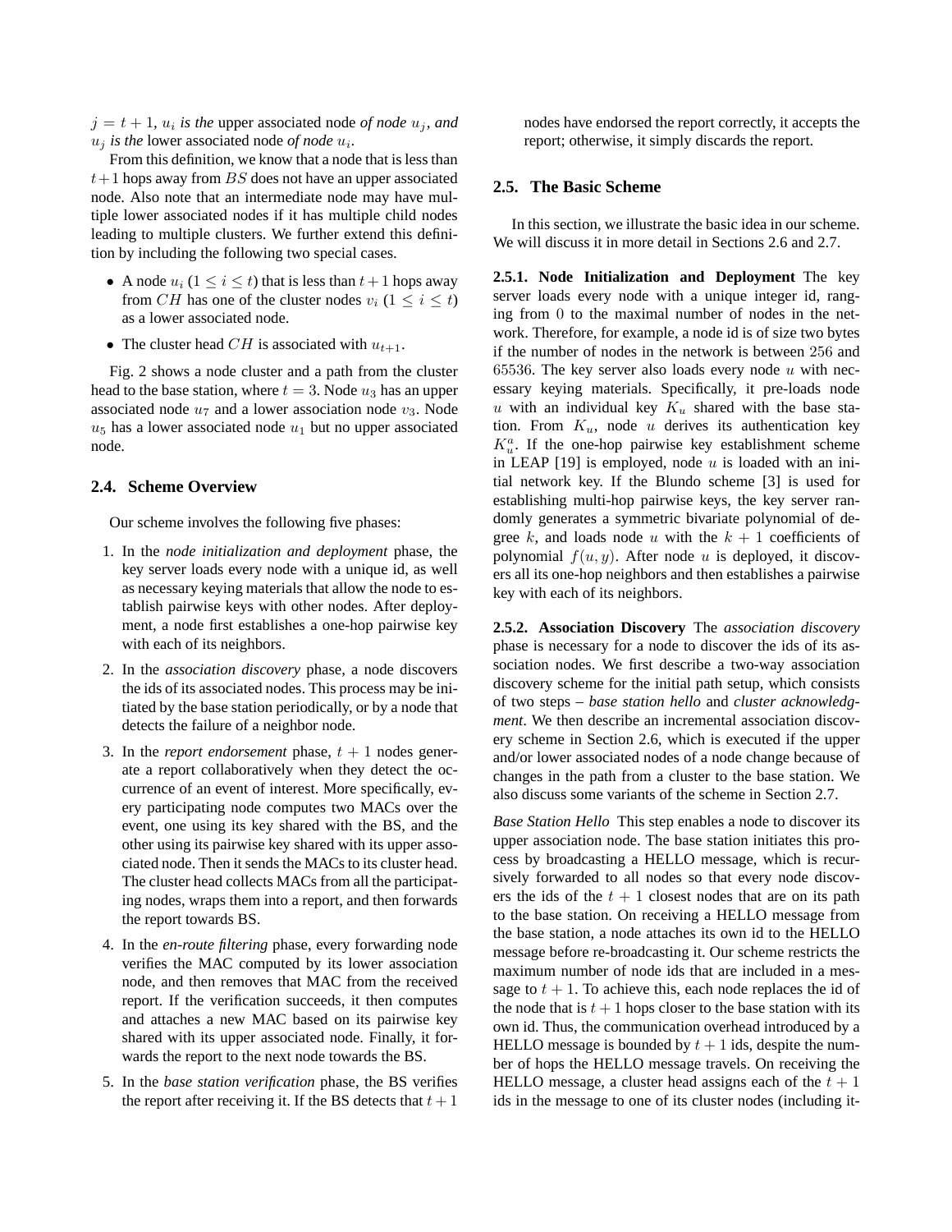$j = t + 1$, $u_i$ *is the* upper associated node *of node* $u_j$*, and* $u_j$ *is the* lower associated node *of node* $u_i$.

From this definition, we know that a node that is less than $t+1$ hops away from $BS$ does not have an upper associated node. Also note that an intermediate node may have multiple lower associated nodes if it has multiple child nodes leading to multiple clusters. We further extend this definition by including the following two special cases.

- A node $u_i$ ($1 \leq i \leq t$) that is less than $t+1$ hops away from $CH$ has one of the cluster nodes $v_i$ ($1 \leq i \leq t$) as a lower associated node.
- The cluster head $CH$ is associated with $u_{t+1}$.

Fig. 2 shows a node cluster and a path from the cluster head to the base station, where $t = 3$. Node $u_3$ has an upper associated node $u_7$ and a lower association node $v_3$. Node $u_5$ has a lower associated node $u_1$ but no upper associated node.

### 2.4. Scheme Overview

Our scheme involves the following five phases:

1. In the *node initialization and deployment* phase, the key server loads every node with a unique id, as well as necessary keying materials that allow the node to establish pairwise keys with other nodes. After deployment, a node first establishes a one-hop pairwise key with each of its neighbors.
2. In the *association discovery* phase, a node discovers the ids of its associated nodes. This process may be initiated by the base station periodically, or by a node that detects the failure of a neighbor node.
3. In the *report endorsement* phase, $t + 1$ nodes generate a report collaboratively when they detect the occurrence of an event of interest. More specifically, every participating node computes two MACs over the event, one using its key shared with the BS, and the other using its pairwise key shared with its upper associated node. Then it sends the MACs to its cluster head. The cluster head collects MACs from all the participating nodes, wraps them into a report, and then forwards the report towards BS.
4. In the *en-route filtering* phase, every forwarding node verifies the MAC computed by its lower association node, and then removes that MAC from the received report. If the verification succeeds, it then computes and attaches a new MAC based on its pairwise key shared with its upper associated node. Finally, it forwards the report to the next node towards the BS.
5. In the *base station verification* phase, the BS verifies the report after receiving it. If the BS detects that $t + 1$ nodes have endorsed the report correctly, it accepts the report; otherwise, it simply discards the report.

### 2.5. The Basic Scheme

In this section, we illustrate the basic idea in our scheme. We will discuss it in more detail in Sections 2.6 and 2.7.

**2.5.1. Node Initialization and Deployment** The key server loads every node with a unique integer id, ranging from 0 to the maximal number of nodes in the network. Therefore, for example, a node id is of size two bytes if the number of nodes in the network is between 256 and 65536. The key server also loads every node $u$ with necessary keying materials. Specifically, it pre-loads node $u$ with an individual key $K_u$ shared with the base station. From $K_u$, node $u$ derives its authentication key $K_u^a$. If the one-hop pairwise key establishment scheme in LEAP [19] is employed, node $u$ is loaded with an initial network key. If the Blundo scheme [3] is used for establishing multi-hop pairwise keys, the key server randomly generates a symmetric bivariate polynomial of degree $k$, and loads node $u$ with the $k + 1$ coefficients of polynomial $f(u, y)$. After node $u$ is deployed, it discovers all its one-hop neighbors and then establishes a pairwise key with each of its neighbors.

**2.5.2. Association Discovery** The *association discovery* phase is necessary for a node to discover the ids of its association nodes. We first describe a two-way association discovery scheme for the initial path setup, which consists of two steps – *base station hello* and *cluster acknowledgment*. We then describe an incremental association discovery scheme in Section 2.6, which is executed if the upper and/or lower associated nodes of a node change because of changes in the path from a cluster to the base station. We also discuss some variants of the scheme in Section 2.7.

*Base Station Hello* This step enables a node to discover its upper association node. The base station initiates this process by broadcasting a HELLO message, which is recursively forwarded to all nodes so that every node discovers the ids of the $t + 1$ closest nodes that are on its path to the base station. On receiving a HELLO message from the base station, a node attaches its own id to the HELLO message before re-broadcasting it. Our scheme restricts the maximum number of node ids that are included in a message to $t + 1$. To achieve this, each node replaces the id of the node that is $t + 1$ hops closer to the base station with its own id. Thus, the communication overhead introduced by a HELLO message is bounded by $t + 1$ ids, despite the number of hops the HELLO message travels. On receiving the HELLO message, a cluster head assigns each of the $t + 1$ ids in the message to one of its cluster nodes (including it-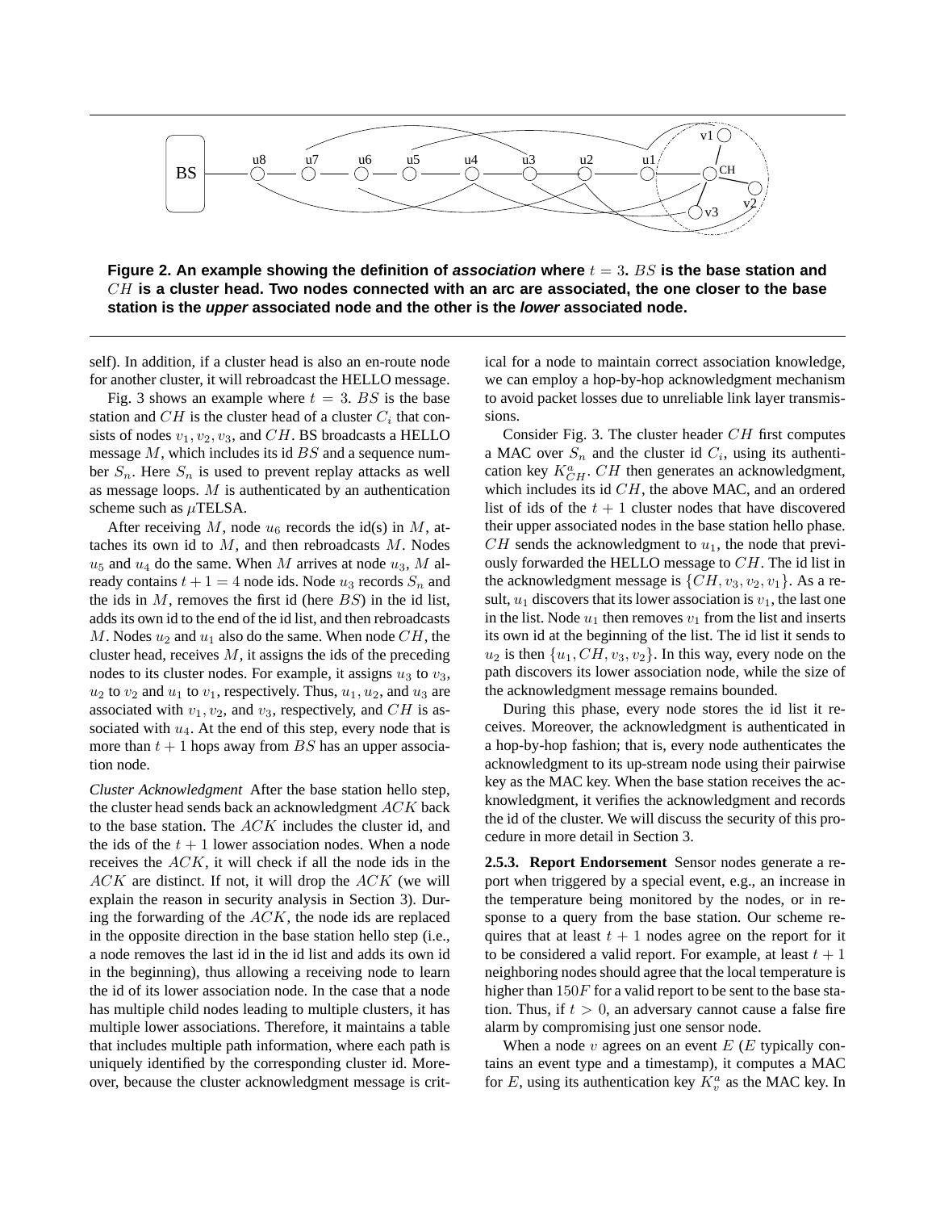**Figure 2. An example showing the definition of *association* where $t = 3$. $BS$ is the base station and $CH$ is a cluster head. Two nodes connected with an arc are associated, the one closer to the base station is the *upper* associated node and the other is the *lower* associated node.**

self). In addition, if a cluster head is also an en-route node for another cluster, it will rebroadcast the HELLO message.

Fig. 3 shows an example where $t = 3$. $BS$ is the base station and $CH$ is the cluster head of a cluster $C_i$ that consists of nodes $v_1, v_2, v_3$, and $CH$. BS broadcasts a HELLO message $M$, which includes its id $BS$ and a sequence number $S_n$. Here $S_n$ is used to prevent replay attacks as well as message loops. $M$ is authenticated by an authentication scheme such as $\mu$TELSA.

After receiving $M$, node $u_6$ records the id(s) in $M$, attaches its own id to $M$, and then rebroadcasts $M$. Nodes $u_5$ and $u_4$ do the same. When $M$ arrives at node $u_3$, $M$ already contains $t + 1 = 4$ node ids. Node $u_3$ records $S_n$ and the ids in $M$, removes the first id (here $BS$) in the id list, adds its own id to the end of the id list, and then rebroadcasts $M$. Nodes $u_2$ and $u_1$ also do the same. When node $CH$, the cluster head, receives $M$, it assigns the ids of the preceding nodes to its cluster nodes. For example, it assigns $u_3$ to $v_3$, $u_2$ to $v_2$ and $u_1$ to $v_1$, respectively. Thus, $u_1, u_2$, and $u_3$ are associated with $v_1, v_2$, and $v_3$, respectively, and $CH$ is associated with $u_4$. At the end of this step, every node that is more than $t + 1$ hops away from $BS$ has an upper association node.

*Cluster Acknowledgment* After the base station hello step, the cluster head sends back an acknowledgment $ACK$ back to the base station. The $ACK$ includes the cluster id, and the ids of the $t + 1$ lower association nodes. When a node receives the $ACK$, it will check if all the node ids in the $ACK$ are distinct. If not, it will drop the $ACK$ (we will explain the reason in security analysis in Section 3). During the forwarding of the $ACK$, the node ids are replaced in the opposite direction in the base station hello step (i.e., a node removes the last id in the id list and adds its own id in the beginning), thus allowing a receiving node to learn the id of its lower association node. In the case that a node has multiple child nodes leading to multiple clusters, it has multiple lower associations. Therefore, it maintains a table that includes multiple path information, where each path is uniquely identified by the corresponding cluster id. Moreover, because the cluster acknowledgment message is critical for a node to maintain correct association knowledge, we can employ a hop-by-hop acknowledgment mechanism to avoid packet losses due to unreliable link layer transmissions.

Consider Fig. 3. The cluster header $CH$ first computes a MAC over $S_n$ and the cluster id $C_i$, using its authentication key $K^a_{CH}$. $CH$ then generates an acknowledgment, which includes its id $CH$, the above MAC, and an ordered list of ids of the $t + 1$ cluster nodes that have discovered their upper associated nodes in the base station hello phase. $CH$ sends the acknowledgment to $u_1$, the node that previously forwarded the HELLO message to $CH$. The id list in the acknowledgment message is $\{CH, v_3, v_2, v_1\}$. As a result, $u_1$ discovers that its lower association is $v_1$, the last one in the list. Node $u_1$ then removes $v_1$ from the list and inserts its own id at the beginning of the list. The id list it sends to $u_2$ is then $\{u_1, CH, v_3, v_2\}$. In this way, every node on the path discovers its lower association node, while the size of the acknowledgment message remains bounded.

During this phase, every node stores the id list it receives. Moreover, the acknowledgment is authenticated in a hop-by-hop fashion; that is, every node authenticates the acknowledgment to its up-stream node using their pairwise key as the MAC key. When the base station receives the acknowledgment, it verifies the acknowledgment and records the id of the cluster. We will discuss the security of this procedure in more detail in Section 3.

**2.5.3. Report Endorsement** Sensor nodes generate a report when triggered by a special event, e.g., an increase in the temperature being monitored by the nodes, or in response to a query from the base station. Our scheme requires that at least $t + 1$ nodes agree on the report for it to be considered a valid report. For example, at least $t + 1$ neighboring nodes should agree that the local temperature is higher than $150F$ for a valid report to be sent to the base station. Thus, if $t > 0$, an adversary cannot cause a false fire alarm by compromising just one sensor node.

When a node $v$ agrees on an event $E$ ($E$ typically contains an event type and a timestamp), it computes a MAC for $E$, using its authentication key $K^a_v$ as the MAC key. In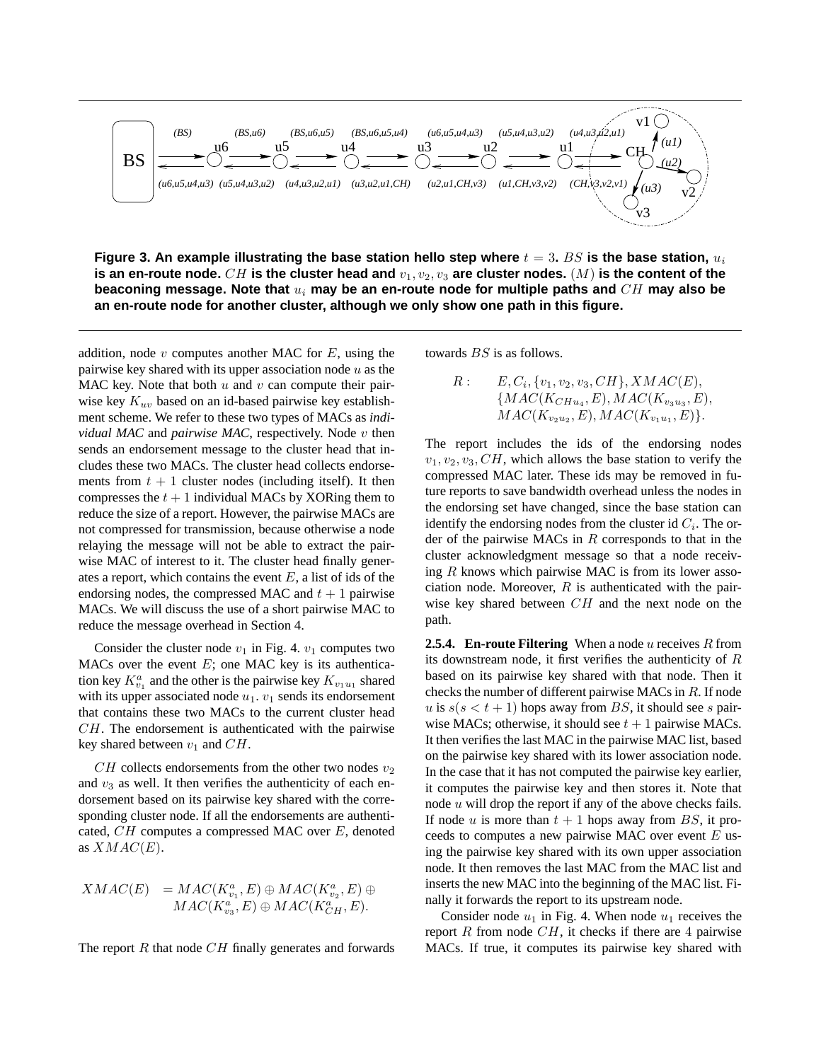Figure 3. An example illustrating the base station hello step where $t = 3$. $BS$ is the base station, $u_i$ is an en-route node. $CH$ is the cluster head and $v_1, v_2, v_3$ are cluster nodes. $(M)$ is the content of the beaconing message. Note that $u_i$ may be an en-route node for multiple paths and $CH$ may also be an en-route node for another cluster, although we only show one path in this figure.

addition, node $v$ computes another MAC for $E$, using the pairwise key shared with its upper association node $u$ as the MAC key. Note that both $u$ and $v$ can compute their pairwise key $K_{uv}$ based on an id-based pairwise key establishment scheme. We refer to these two types of MACs as *individual MAC* and *pairwise MAC*, respectively. Node $v$ then sends an endorsement message to the cluster head that includes these two MACs. The cluster head collects endorsements from $t + 1$ cluster nodes (including itself). It then compresses the $t + 1$ individual MACs by XORing them to reduce the size of a report. However, the pairwise MACs are not compressed for transmission, because otherwise a node relaying the message will not be able to extract the pairwise MAC of interest to it. The cluster head finally generates a report, which contains the event $E$, a list of ids of the endorsing nodes, the compressed MAC and $t + 1$ pairwise MACs. We will discuss the use of a short pairwise MAC to reduce the message overhead in Section 4.

Consider the cluster node $v_1$ in Fig. 4. $v_1$ computes two MACs over the event $E$; one MAC key is its authentication key $K^a_{v_1}$ and the other is the pairwise key $K_{v_1u_1}$ shared with its upper associated node $u_1$. $v_1$ sends its endorsement that contains these two MACs to the current cluster head $CH$. The endorsement is authenticated with the pairwise key shared between $v_1$ and $CH$.

$CH$ collects endorsements from the other two nodes $v_2$ and $v_3$ as well. It then verifies the authenticity of each endorsement based on its pairwise key shared with the corresponding cluster node. If all the endorsements are authenticated, $CH$ computes a compressed MAC over $E$, denoted as $XMAC(E)$.

$$XMAC(E) = MAC(K^a_{v_1}, E) \oplus MAC(K^a_{v_2}, E) \oplus MAC(K^a_{v_3}, E) \oplus MAC(K^a_{CH}, E).$$

The report $R$ that node $CH$ finally generates and forwards towards $BS$ is as follows.

$$R: \quad E, C_i, \{v_1, v_2, v_3, CH\}, XMAC(E), \{MAC(K_{CHu_4}, E), MAC(K_{v_3u_3}, E), MAC(K_{v_2u_2}, E), MAC(K_{v_1u_1}, E)\}.$$

The report includes the ids of the endorsing nodes $v_1, v_2, v_3, CH$, which allows the base station to verify the compressed MAC later. These ids may be removed in future reports to save bandwidth overhead unless the nodes in the endorsing set have changed, since the base station can identify the endorsing nodes from the cluster id $C_i$. The order of the pairwise MACs in $R$ corresponds to that in the cluster acknowledgment message so that a node receiving $R$ knows which pairwise MAC is from its lower association node. Moreover, $R$ is authenticated with the pairwise key shared between $CH$ and the next node on the path.

**2.5.4. En-route Filtering** When a node $u$ receives $R$ from its downstream node, it first verifies the authenticity of $R$ based on its pairwise key shared with that node. Then it checks the number of different pairwise MACs in $R$. If node $u$ is $s(s < t + 1)$ hops away from $BS$, it should see $s$ pairwise MACs; otherwise, it should see $t + 1$ pairwise MACs. It then verifies the last MAC in the pairwise MAC list, based on the pairwise key shared with its lower association node. In the case that it has not computed the pairwise key earlier, it computes the pairwise key and then stores it. Note that node $u$ will drop the report if any of the above checks fails. If node $u$ is more than $t + 1$ hops away from $BS$, it proceeds to computes a new pairwise MAC over event $E$ using the pairwise key shared with its own upper association node. It then removes the last MAC from the MAC list and inserts the new MAC into the beginning of the MAC list. Finally it forwards the report to its upstream node.

Consider node $u_1$ in Fig. 4. When node $u_1$ receives the report $R$ from node $CH$, it checks if there are 4 pairwise MACs. If true, it computes its pairwise key shared with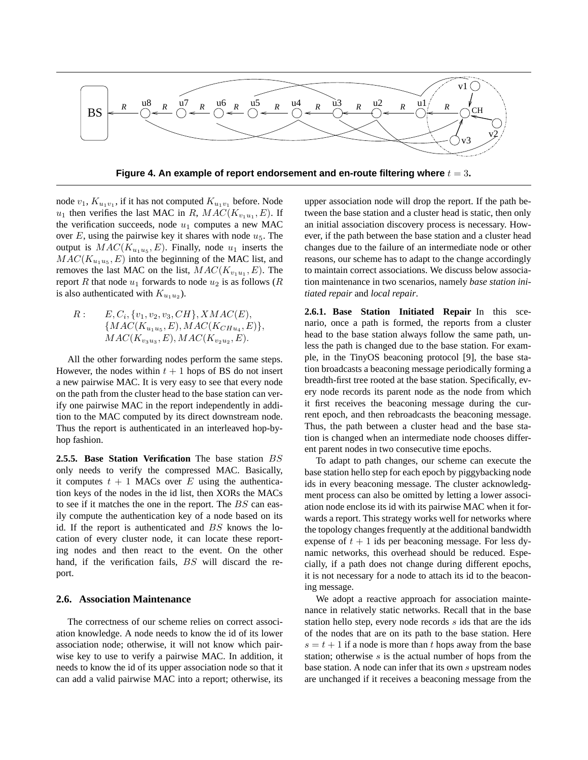**Figure 4. An example of report endorsement and en-route filtering where $t = 3$.**

node $v_1$, $K_{u_1 v_1}$, if it has not computed $K_{u_1 v_1}$ before. Node $u_1$ then verifies the last MAC in $R$, $MAC(K_{v_1 u_1}, E)$. If the verification succeeds, node $u_1$ computes a new MAC over $E$, using the pairwise key it shares with node $u_5$. The output is $MAC(K_{u_1 u_5}, E)$. Finally, node $u_1$ inserts the $MAC(K_{u_1 u_5}, E)$ into the beginning of the MAC list, and removes the last MAC on the list, $MAC(K_{v_1 u_1}, E)$. The report $R$ that node $u_1$ forwards to node $u_2$ is as follows ($R$ is also authenticated with $K_{u_1 u_2}$).

$$
\begin{aligned}
R: \quad & E, C_i, \{v_1, v_2, v_3, CH\}, XMAC(E), \\
& \{MAC(K_{u_1 u_5}, E), MAC(K_{CH u_4}, E)\}, \\
& MAC(K_{v_3 u_3}, E), MAC(K_{v_2 u_2}, E).
\end{aligned}
$$

All the other forwarding nodes perform the same steps. However, the nodes within $t + 1$ hops of BS do not insert a new pairwise MAC. It is very easy to see that every node on the path from the cluster head to the base station can verify one pairwise MAC in the report independently in addition to the MAC computed by its direct downstream node. Thus the report is authenticated in an interleaved hop-by-hop fashion.

**2.5.5. Base Station Verification** The base station $BS$ only needs to verify the compressed MAC. Basically, it computes $t + 1$ MACs over $E$ using the authentication keys of the nodes in the id list, then XORs the MACs to see if it matches the one in the report. The $BS$ can easily compute the authentication key of a node based on its id. If the report is authenticated and $BS$ knows the location of every cluster node, it can locate these reporting nodes and then react to the event. On the other hand, if the verification fails, $BS$ will discard the report.

### 2.6. Association Maintenance

The correctness of our scheme relies on correct association knowledge. A node needs to know the id of its lower association node; otherwise, it will not know which pairwise key to use to verify a pairwise MAC. In addition, it needs to know the id of its upper association node so that it can add a valid pairwise MAC into a report; otherwise, its upper association node will drop the report. If the path between the base station and a cluster head is static, then only an initial association discovery process is necessary. However, if the path between the base station and a cluster head changes due to the failure of an intermediate node or other reasons, our scheme has to adapt to the change accordingly to maintain correct associations. We discuss below association maintenance in two scenarios, namely *base station initiated repair* and *local repair*.

**2.6.1. Base Station Initiated Repair** In this scenario, once a path is formed, the reports from a cluster head to the base station always follow the same path, unless the path is changed due to the base station. For example, in the TinyOS beaconing protocol [9], the base station broadcasts a beaconing message periodically forming a breadth-first tree rooted at the base station. Specifically, every node records its parent node as the node from which it first receives the beaconing message during the current epoch, and then rebroadcasts the beaconing message. Thus, the path between a cluster head and the base station is changed when an intermediate node chooses different parent nodes in two consecutive time epochs.

To adapt to path changes, our scheme can execute the base station hello step for each epoch by piggybacking node ids in every beaconing message. The cluster acknowledgment process can also be omitted by letting a lower association node enclose its id with its pairwise MAC when it forwards a report. This strategy works well for networks where the topology changes frequently at the additional bandwidth expense of $t + 1$ ids per beaconing message. For less dynamic networks, this overhead should be reduced. Especially, if a path does not change during different epochs, it is not necessary for a node to attach its id to the beaconing message.

We adopt a reactive approach for association maintenance in relatively static networks. Recall that in the base station hello step, every node records $s$ ids that are the ids of the nodes that are on its path to the base station. Here $s = t + 1$ if a node is more than $t$ hops away from the base station; otherwise $s$ is the actual number of hops from the base station. A node can infer that its own $s$ upstream nodes are unchanged if it receives a beaconing message from the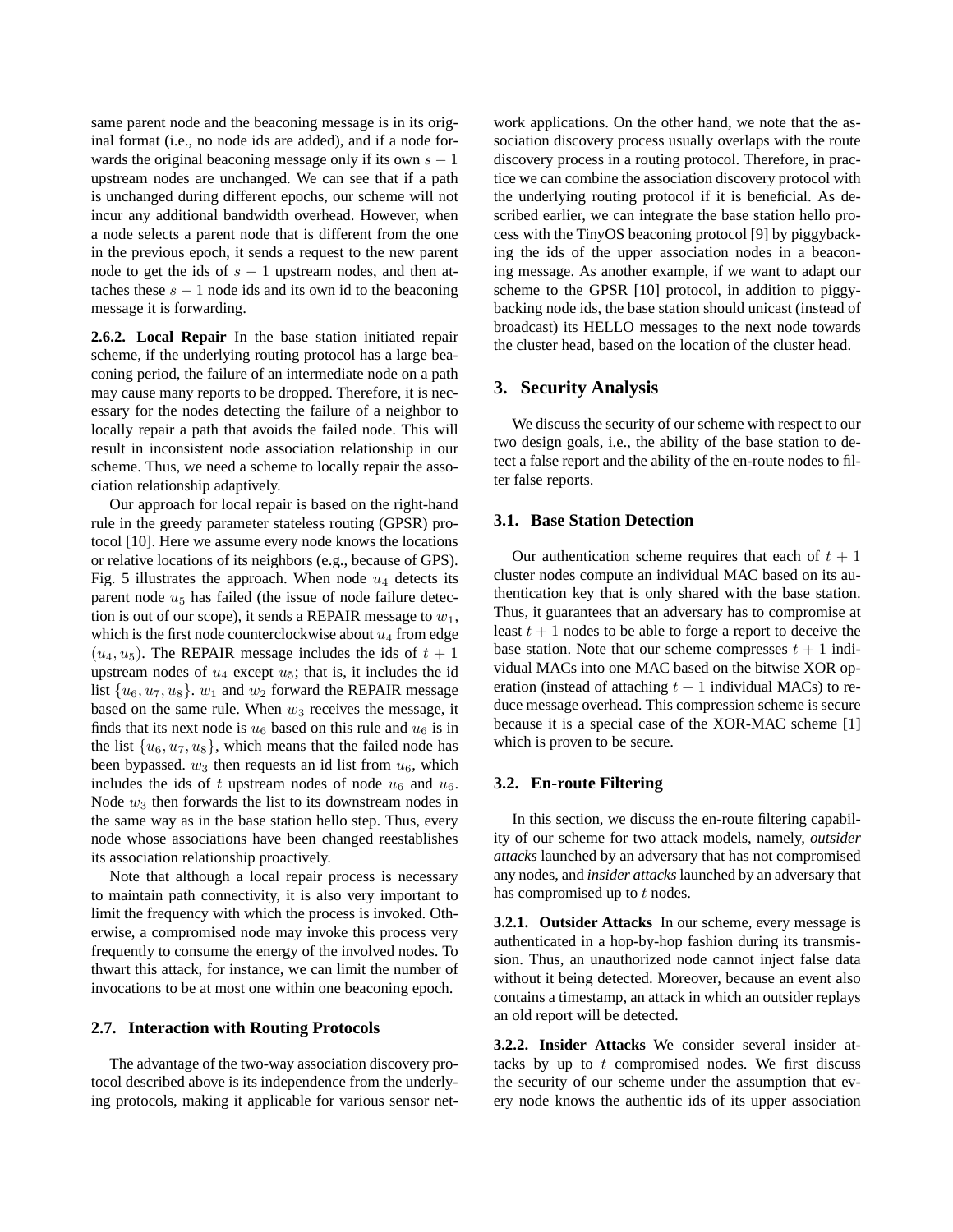same parent node and the beaconing message is in its original format (i.e., no node ids are added), and if a node forwards the original beaconing message only if its own $s-1$ upstream nodes are unchanged. We can see that if a path is unchanged during different epochs, our scheme will not incur any additional bandwidth overhead. However, when a node selects a parent node that is different from the one in the previous epoch, it sends a request to the new parent node to get the ids of $s-1$ upstream nodes, and then attaches these $s-1$ node ids and its own id to the beaconing message it is forwarding.

**2.6.2. Local Repair** In the base station initiated repair scheme, if the underlying routing protocol has a large beaconing period, the failure of an intermediate node on a path may cause many reports to be dropped. Therefore, it is necessary for the nodes detecting the failure of a neighbor to locally repair a path that avoids the failed node. This will result in inconsistent node association relationship in our scheme. Thus, we need a scheme to locally repair the association relationship adaptively.

Our approach for local repair is based on the right-hand rule in the greedy parameter stateless routing (GPSR) protocol [10]. Here we assume every node knows the locations or relative locations of its neighbors (e.g., because of GPS). Fig. 5 illustrates the approach. When node $u_4$ detects its parent node $u_5$ has failed (the issue of node failure detection is out of our scope), it sends a REPAIR message to $w_1$, which is the first node counterclockwise about $u_4$ from edge $(u_4, u_5)$. The REPAIR message includes the ids of $t+1$ upstream nodes of $u_4$ except $u_5$; that is, it includes the id list $\{u_6, u_7, u_8\}$. $w_1$ and $w_2$ forward the REPAIR message based on the same rule. When $w_3$ receives the message, it finds that its next node is $u_6$ based on this rule and $u_6$ is in the list $\{u_6, u_7, u_8\}$, which means that the failed node has been bypassed. $w_3$ then requests an id list from $u_6$, which includes the ids of $t$ upstream nodes of node $u_6$ and $u_6$. Node $w_3$ then forwards the list to its downstream nodes in the same way as in the base station hello step. Thus, every node whose associations have been changed reestablishes its association relationship proactively.

Note that although a local repair process is necessary to maintain path connectivity, it is also very important to limit the frequency with which the process is invoked. Otherwise, a compromised node may invoke this process very frequently to consume the energy of the involved nodes. To thwart this attack, for instance, we can limit the number of invocations to be at most one within one beaconing epoch.

### 2.7. Interaction with Routing Protocols

The advantage of the two-way association discovery protocol described above is its independence from the underlying protocols, making it applicable for various sensor network applications. On the other hand, we note that the association discovery process usually overlaps with the route discovery process in a routing protocol. Therefore, in practice we can combine the association discovery protocol with the underlying routing protocol if it is beneficial. As described earlier, we can integrate the base station hello process with the TinyOS beaconing protocol [9] by piggybacking the ids of the upper association nodes in a beaconing message. As another example, if we want to adapt our scheme to the GPSR [10] protocol, in addition to piggybacking node ids, the base station should unicast (instead of broadcast) its HELLO messages to the next node towards the cluster head, based on the location of the cluster head.

## 3. Security Analysis

We discuss the security of our scheme with respect to our two design goals, i.e., the ability of the base station to detect a false report and the ability of the en-route nodes to filter false reports.

### 3.1. Base Station Detection

Our authentication scheme requires that each of $t+1$ cluster nodes compute an individual MAC based on its authentication key that is only shared with the base station. Thus, it guarantees that an adversary has to compromise at least $t+1$ nodes to be able to forge a report to deceive the base station. Note that our scheme compresses $t+1$ individual MACs into one MAC based on the bitwise XOR operation (instead of attaching $t+1$ individual MACs) to reduce message overhead. This compression scheme is secure because it is a special case of the XOR-MAC scheme [1] which is proven to be secure.

### 3.2. En-route Filtering

In this section, we discuss the en-route filtering capability of our scheme for two attack models, namely, *outsider attacks* launched by an adversary that has not compromised any nodes, and *insider attacks* launched by an adversary that has compromised up to $t$ nodes.

**3.2.1. Outsider Attacks** In our scheme, every message is authenticated in a hop-by-hop fashion during its transmission. Thus, an unauthorized node cannot inject false data without it being detected. Moreover, because an event also contains a timestamp, an attack in which an outsider replays an old report will be detected.

**3.2.2. Insider Attacks** We consider several insider attacks by up to $t$ compromised nodes. We first discuss the security of our scheme under the assumption that every node knows the authentic ids of its upper association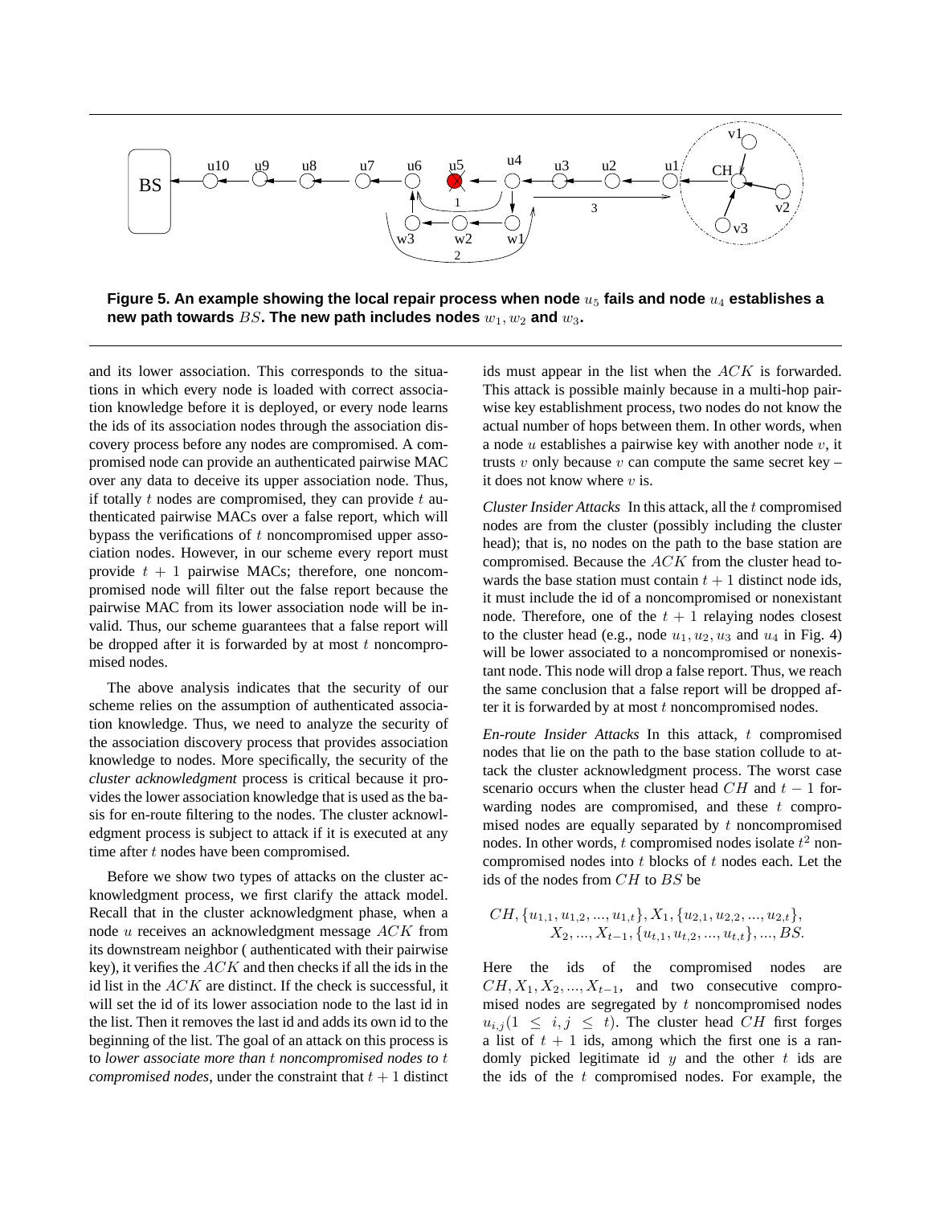**Figure 5. An example showing the local repair process when node $u_5$ fails and node $u_4$ establishes a new path towards $BS$. The new path includes nodes $w_1, w_2$ and $w_3$.**

and its lower association. This corresponds to the situations in which every node is loaded with correct association knowledge before it is deployed, or every node learns the ids of its association nodes through the association discovery process before any nodes are compromised. A compromised node can provide an authenticated pairwise MAC over any data to deceive its upper association node. Thus, if totally $t$ nodes are compromised, they can provide $t$ authenticated pairwise MACs over a false report, which will bypass the verifications of $t$ noncompromised upper association nodes. However, in our scheme every report must provide $t+1$ pairwise MACs; therefore, one noncompromised node will filter out the false report because the pairwise MAC from its lower association node will be invalid. Thus, our scheme guarantees that a false report will be dropped after it is forwarded by at most $t$ noncompromised nodes.

The above analysis indicates that the security of our scheme relies on the assumption of authenticated association knowledge. Thus, we need to analyze the security of the association discovery process that provides association knowledge to nodes. More specifically, the security of the *cluster acknowledgment* process is critical because it provides the lower association knowledge that is used as the basis for en-route filtering to the nodes. The cluster acknowledgment process is subject to attack if it is executed at any time after $t$ nodes have been compromised.

Before we show two types of attacks on the cluster acknowledgment process, we first clarify the attack model. Recall that in the cluster acknowledgment phase, when a node $u$ receives an acknowledgment message $ACK$ from its downstream neighbor ( authenticated with their pairwise key), it verifies the $ACK$ and then checks if all the ids in the id list in the $ACK$ are distinct. If the check is successful, it will set the id of its lower association node to the last id in the list. Then it removes the last id and adds its own id to the beginning of the list. The goal of an attack on this process is to *lower associate more than $t$ noncompromised nodes to $t$ compromised nodes*, under the constraint that $t+1$ distinct ids must appear in the list when the $ACK$ is forwarded. This attack is possible mainly because in a multi-hop pairwise key establishment process, two nodes do not know the actual number of hops between them. In other words, when a node $u$ establishes a pairwise key with another node $v$, it trusts $v$ only because $v$ can compute the same secret key – it does not know where $v$ is.

*Cluster Insider Attacks* In this attack, all the $t$ compromised nodes are from the cluster (possibly including the cluster head); that is, no nodes on the path to the base station are compromised. Because the $ACK$ from the cluster head towards the base station must contain $t+1$ distinct node ids, it must include the id of a noncompromised or nonexistant node. Therefore, one of the $t+1$ relaying nodes closest to the cluster head (e.g., node $u_1, u_2, u_3$ and $u_4$ in Fig. 4) will be lower associated to a noncompromised or nonexistant node. This node will drop a false report. Thus, we reach the same conclusion that a false report will be dropped after it is forwarded by at most $t$ noncompromised nodes.

*En-route Insider Attacks* In this attack, $t$ compromised nodes that lie on the path to the base station collude to attack the cluster acknowledgment process. The worst case scenario occurs when the cluster head $CH$ and $t-1$ forwarding nodes are compromised, and these $t$ compromised nodes are equally separated by $t$ noncompromised nodes. In other words, $t$ compromised nodes isolate $t^2$ noncompromised nodes into $t$ blocks of $t$ nodes each. Let the ids of the nodes from $CH$ to $BS$ be

$$CH, \{u_{1,1}, u_{1,2}, ..., u_{1,t}\}, X_1, \{u_{2,1}, u_{2,2}, ..., u_{2,t}\}, X_2, ..., X_{t-1}, \{u_{t,1}, u_{t,2}, ..., u_{t,t}\}, ..., BS.$$

Here the ids of the compromised nodes are $CH, X_1, X_2, ..., X_{t-1}$, and two consecutive compromised nodes are segregated by $t$ noncompromised nodes $u_{i,j} (1 \leq i, j \leq t)$. The cluster head $CH$ first forges a list of $t+1$ ids, among which the first one is a randomly picked legitimate id $y$ and the other $t$ ids are the ids of the $t$ compromised nodes. For example, the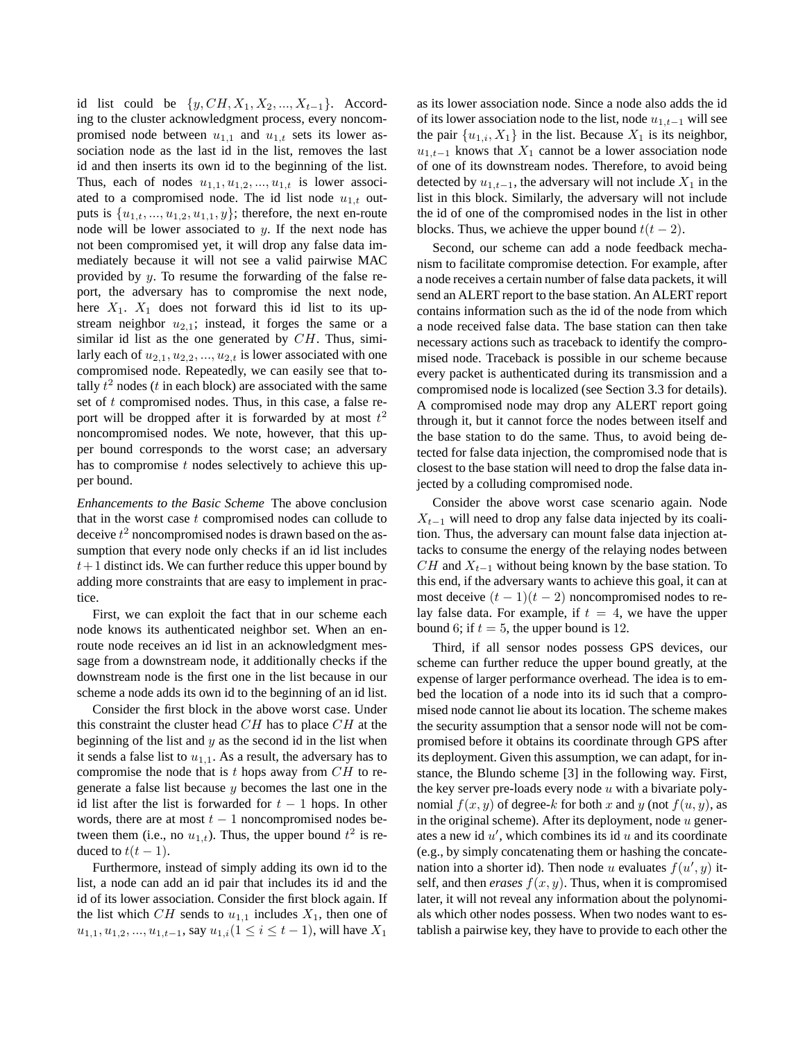id list could be $\{y, CH, X_1, X_2, ..., X_{t-1}\}$. According to the cluster acknowledgment process, every noncompromised node between $u_{1,1}$ and $u_{1,t}$ sets its lower association node as the last id in the list, removes the last id and then inserts its own id to the beginning of the list. Thus, each of nodes $u_{1,1}, u_{1,2}, ..., u_{1,t}$ is lower associated to a compromised node. The id list node $u_{1,t}$ outputs is $\{u_{1,t}, ..., u_{1,2}, u_{1,1}, y\}$; therefore, the next en-route node will be lower associated to $y$. If the next node has not been compromised yet, it will drop any false data immediately because it will not see a valid pairwise MAC provided by $y$. To resume the forwarding of the false report, the adversary has to compromise the next node, here $X_1$. $X_1$ does not forward this id list to its upstream neighbor $u_{2,1}$; instead, it forges the same or a similar id list as the one generated by $CH$. Thus, similarly each of $u_{2,1}, u_{2,2}, ..., u_{2,t}$ is lower associated with one compromised node. Repeatedly, we can easily see that totally $t^2$ nodes ($t$ in each block) are associated with the same set of $t$ compromised nodes. Thus, in this case, a false report will be dropped after it is forwarded by at most $t^2$ noncompromised nodes. We note, however, that this upper bound corresponds to the worst case; an adversary has to compromise $t$ nodes selectively to achieve this upper bound.

*Enhancements to the Basic Scheme* The above conclusion that in the worst case $t$ compromised nodes can collude to deceive $t^2$ noncompromised nodes is drawn based on the assumption that every node only checks if an id list includes $t+1$ distinct ids. We can further reduce this upper bound by adding more constraints that are easy to implement in practice.

First, we can exploit the fact that in our scheme each node knows its authenticated neighbor set. When an en-route node receives an id list in an acknowledgment message from a downstream node, it additionally checks if the downstream node is the first one in the list because in our scheme a node adds its own id to the beginning of an id list.

Consider the first block in the above worst case. Under this constraint the cluster head $CH$ has to place $CH$ at the beginning of the list and $y$ as the second id in the list when it sends a false list to $u_{1,1}$. As a result, the adversary has to compromise the node that is $t$ hops away from $CH$ to regenerate a false list because $y$ becomes the last one in the id list after the list is forwarded for $t-1$ hops. In other words, there are at most $t-1$ noncompromised nodes between them (i.e., no $u_{1,t}$). Thus, the upper bound $t^2$ is reduced to $t(t-1)$.

Furthermore, instead of simply adding its own id to the list, a node can add an id pair that includes its id and the id of its lower association. Consider the first block again. If the list which $CH$ sends to $u_{1,1}$ includes $X_1$, then one of $u_{1,1}, u_{1,2}, ..., u_{1,t-1}$, say $u_{1,i} (1 \le i \le t-1)$, will have $X_1$ as its lower association node. Since a node also adds the id of its lower association node to the list, node $u_{1,t-1}$ will see the pair $\{u_{1,i}, X_1\}$ in the list. Because $X_1$ is its neighbor, $u_{1,t-1}$ knows that $X_1$ cannot be a lower association node of one of its downstream nodes. Therefore, to avoid being detected by $u_{1,t-1}$, the adversary will not include $X_1$ in the list in this block. Similarly, the adversary will not include the id of one of the compromised nodes in the list in other blocks. Thus, we achieve the upper bound $t(t-2)$.

Second, our scheme can add a node feedback mechanism to facilitate compromise detection. For example, after a node receives a certain number of false data packets, it will send an ALERT report to the base station. An ALERT report contains information such as the id of the node from which a node received false data. The base station can then take necessary actions such as traceback to identify the compromised node. Traceback is possible in our scheme because every packet is authenticated during its transmission and a compromised node is localized (see Section 3.3 for details). A compromised node may drop any ALERT report going through it, but it cannot force the nodes between itself and the base station to do the same. Thus, to avoid being detected for false data injection, the compromised node that is closest to the base station will need to drop the false data injected by a colluding compromised node.

Consider the above worst case scenario again. Node $X_{t-1}$ will need to drop any false data injected by its coalition. Thus, the adversary can mount false data injection attacks to consume the energy of the relaying nodes between $CH$ and $X_{t-1}$ without being known by the base station. To this end, if the adversary wants to achieve this goal, it can at most deceive $(t-1)(t-2)$ noncompromised nodes to relay false data. For example, if $t = 4$, we have the upper bound 6; if $t = 5$, the upper bound is 12.

Third, if all sensor nodes possess GPS devices, our scheme can further reduce the upper bound greatly, at the expense of larger performance overhead. The idea is to embed the location of a node into its id such that a compromised node cannot lie about its location. The scheme makes the security assumption that a sensor node will not be compromised before it obtains its coordinate through GPS after its deployment. Given this assumption, we can adapt, for instance, the Blundo scheme [3] in the following way. First, the key server pre-loads every node $u$ with a bivariate polynomial $f(x, y)$ of degree-$k$ for both $x$ and $y$ (not $f(u, y)$, as in the original scheme). After its deployment, node $u$ generates a new id $u'$, which combines its id $u$ and its coordinate (e.g., by simply concatenating them or hashing the concatenation into a shorter id). Then node $u$ evaluates $f(u', y)$ itself, and then *erases* $f(x, y)$. Thus, when it is compromised later, it will not reveal any information about the polynomials which other nodes possess. When two nodes want to establish a pairwise key, they have to provide to each other the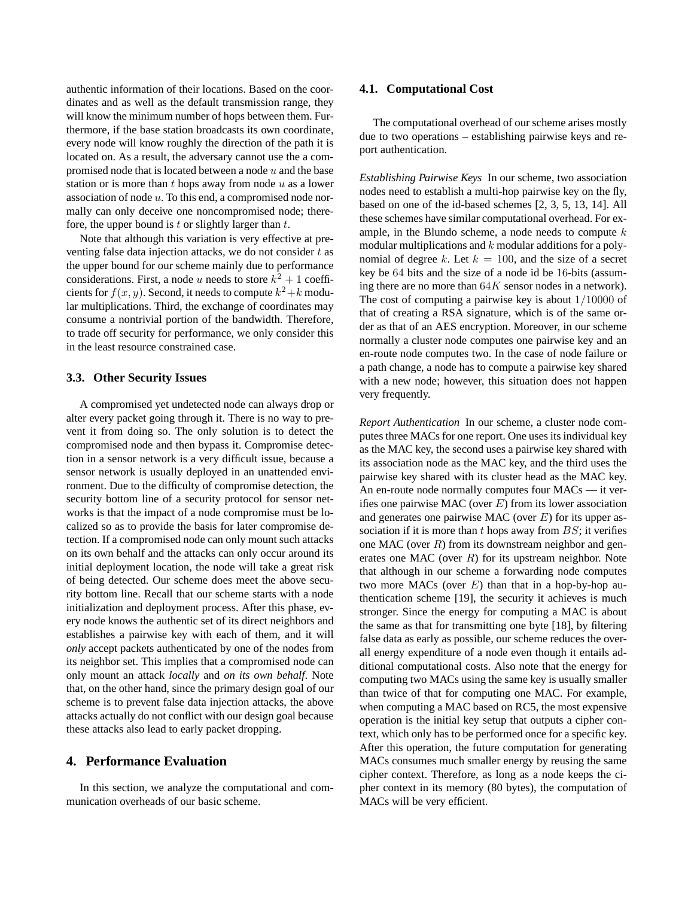authentic information of their locations. Based on the coordinates and as well as the default transmission range, they will know the minimum number of hops between them. Furthermore, if the base station broadcasts its own coordinate, every node will know roughly the direction of the path it is located on. As a result, the adversary cannot use the a compromised node that is located between a node $u$ and the base station or is more than $t$ hops away from node $u$ as a lower association of node $u$. To this end, a compromised node normally can only deceive one noncompromised node; therefore, the upper bound is $t$ or slightly larger than $t$.

Note that although this variation is very effective at preventing false data injection attacks, we do not consider $t$ as the upper bound for our scheme mainly due to performance considerations. First, a node $u$ needs to store $k^2 + 1$ coefficients for $f(x, y)$. Second, it needs to compute $k^2 + k$ modular multiplications. Third, the exchange of coordinates may consume a nontrivial portion of the bandwidth. Therefore, to trade off security for performance, we only consider this in the least resource constrained case.

### 3.3. Other Security Issues

A compromised yet undetected node can always drop or alter every packet going through it. There is no way to prevent it from doing so. The only solution is to detect the compromised node and then bypass it. Compromise detection in a sensor network is a very difficult issue, because a sensor network is usually deployed in an unattended environment. Due to the difficulty of compromise detection, the security bottom line of a security protocol for sensor networks is that the impact of a node compromise must be localized so as to provide the basis for later compromise detection. If a compromised node can only mount such attacks on its own behalf and the attacks can only occur around its initial deployment location, the node will take a great risk of being detected. Our scheme does meet the above security bottom line. Recall that our scheme starts with a node initialization and deployment process. After this phase, every node knows the authentic set of its direct neighbors and establishes a pairwise key with each of them, and it will *only* accept packets authenticated by one of the nodes from its neighbor set. This implies that a compromised node can only mount an attack *locally* and *on its own behalf*. Note that, on the other hand, since the primary design goal of our scheme is to prevent false data injection attacks, the above attacks actually do not conflict with our design goal because these attacks also lead to early packet dropping.

## 4. Performance Evaluation

In this section, we analyze the computational and communication overheads of our basic scheme.

### 4.1. Computational Cost

The computational overhead of our scheme arises mostly due to two operations – establishing pairwise keys and report authentication.

*Establishing Pairwise Keys* In our scheme, two association nodes need to establish a multi-hop pairwise key on the fly, based on one of the id-based schemes [2, 3, 5, 13, 14]. All these schemes have similar computational overhead. For example, in the Blundo scheme, a node needs to compute $k$ modular multiplications and $k$ modular additions for a polynomial of degree $k$. Let $k = 100$, and the size of a secret key be $64$ bits and the size of a node id be $16$-bits (assuming there are no more than $64K$ sensor nodes in a network). The cost of computing a pairwise key is about $1/10000$ of that of creating a RSA signature, which is of the same order as that of an AES encryption. Moreover, in our scheme normally a cluster node computes one pairwise key and an en-route node computes two. In the case of node failure or a path change, a node has to compute a pairwise key shared with a new node; however, this situation does not happen very frequently.

*Report Authentication* In our scheme, a cluster node computes three MACs for one report. One uses its individual key as the MAC key, the second uses a pairwise key shared with its association node as the MAC key, and the third uses the pairwise key shared with its cluster head as the MAC key. An en-route node normally computes four MACs — it verifies one pairwise MAC (over $E$) from its lower association and generates one pairwise MAC (over $E$) for its upper association if it is more than $t$ hops away from $BS$; it verifies one MAC (over $R$) from its downstream neighbor and generates one MAC (over $R$) for its upstream neighbor. Note that although in our scheme a forwarding node computes two more MACs (over $E$) than that in a hop-by-hop authentication scheme [19], the security it achieves is much stronger. Since the energy for computing a MAC is about the same as that for transmitting one byte [18], by filtering false data as early as possible, our scheme reduces the overall energy expenditure of a node even though it entails additional computational costs. Also note that the energy for computing two MACs using the same key is usually smaller than twice of that for computing one MAC. For example, when computing a MAC based on RC5, the most expensive operation is the initial key setup that outputs a cipher context, which only has to be performed once for a specific key. After this operation, the future computation for generating MACs consumes much smaller energy by reusing the same cipher context. Therefore, as long as a node keeps the cipher context in its memory (80 bytes), the computation of MACs will be very efficient.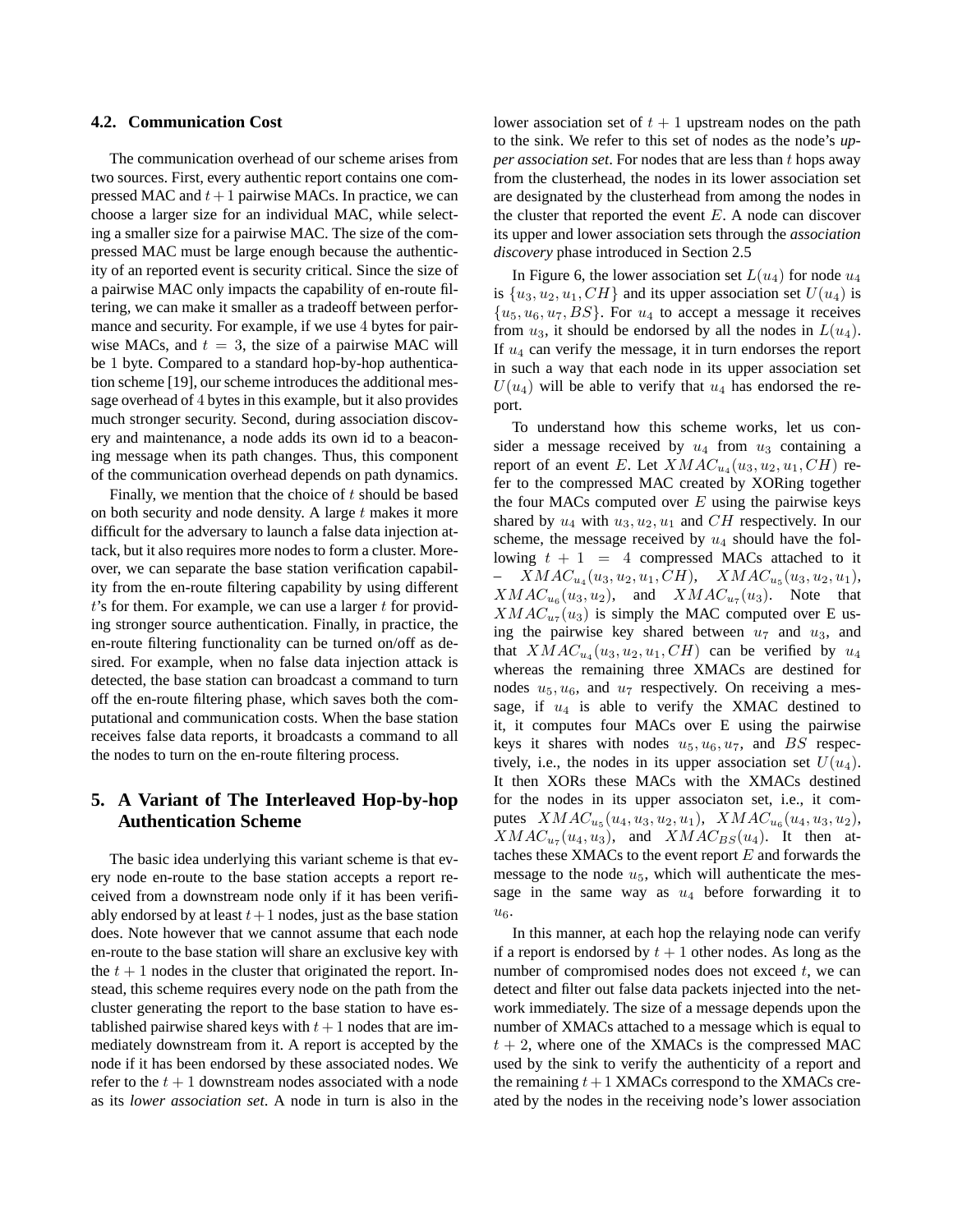### 4.2. Communication Cost

The communication overhead of our scheme arises from two sources. First, every authentic report contains one compressed MAC and $t+1$ pairwise MACs. In practice, we can choose a larger size for an individual MAC, while selecting a smaller size for a pairwise MAC. The size of the compressed MAC must be large enough because the authenticity of an reported event is security critical. Since the size of a pairwise MAC only impacts the capability of en-route filtering, we can make it smaller as a tradeoff between performance and security. For example, if we use 4 bytes for pairwise MACs, and $t = 3$, the size of a pairwise MAC will be 1 byte. Compared to a standard hop-by-hop authentication scheme [19], our scheme introduces the additional message overhead of 4 bytes in this example, but it also provides much stronger security. Second, during association discovery and maintenance, a node adds its own id to a beaconing message when its path changes. Thus, this component of the communication overhead depends on path dynamics.

Finally, we mention that the choice of $t$ should be based on both security and node density. A large $t$ makes it more difficult for the adversary to launch a false data injection attack, but it also requires more nodes to form a cluster. Moreover, we can separate the base station verification capability from the en-route filtering capability by using different $t$'s for them. For example, we can use a larger $t$ for providing stronger source authentication. Finally, in practice, the en-route filtering functionality can be turned on/off as desired. For example, when no false data injection attack is detected, the base station can broadcast a command to turn off the en-route filtering phase, which saves both the computational and communication costs. When the base station receives false data reports, it broadcasts a command to all the nodes to turn on the en-route filtering process.

## 5. A Variant of The Interleaved Hop-by-hop Authentication Scheme

The basic idea underlying this variant scheme is that every node en-route to the base station accepts a report received from a downstream node only if it has been verifiably endorsed by at least $t+1$ nodes, just as the base station does. Note however that we cannot assume that each node en-route to the base station will share an exclusive key with the $t+1$ nodes in the cluster that originated the report. Instead, this scheme requires every node on the path from the cluster generating the report to the base station to have established pairwise shared keys with $t+1$ nodes that are immediately downstream from it. A report is accepted by the node if it has been endorsed by these associated nodes. We refer to the $t+1$ downstream nodes associated with a node as its *lower association set*. A node in turn is also in the lower association set of $t+1$ upstream nodes on the path to the sink. We refer to this set of nodes as the node's *upper association set*. For nodes that are less than $t$ hops away from the clusterhead, the nodes in its lower association set are designated by the clusterhead from among the nodes in the cluster that reported the event $E$. A node can discover its upper and lower association sets through the *association discovery* phase introduced in Section 2.5

In Figure 6, the lower association set $L(u_4)$ for node $u_4$ is $\{u_3, u_2, u_1, CH\}$ and its upper association set $U(u_4)$ is $\{u_5, u_6, u_7, BS\}$. For $u_4$ to accept a message it receives from $u_3$, it should be endorsed by all the nodes in $L(u_4)$. If $u_4$ can verify the message, it in turn endorses the report in such a way that each node in its upper association set $U(u_4)$ will be able to verify that $u_4$ has endorsed the report.

To understand how this scheme works, let us consider a message received by $u_4$ from $u_3$ containing a report of an event $E$. Let $XMAC_{u_4}(u_3, u_2, u_1, CH)$ refer to the compressed MAC created by XORing together the four MACs computed over $E$ using the pairwise keys shared by $u_4$ with $u_3, u_2, u_1$ and $CH$ respectively. In our scheme, the message received by $u_4$ should have the following $t+1 = 4$ compressed MACs attached to it – $XMAC_{u_4}(u_3, u_2, u_1, CH)$, $XMAC_{u_5}(u_3, u_2, u_1)$, $XMAC_{u_6}(u_3, u_2)$, and $XMAC_{u_7}(u_3)$. Note that $XMAC_{u_7}(u_3)$ is simply the MAC computed over E using the pairwise key shared between $u_7$ and $u_3$, and that $XMAC_{u_4}(u_3, u_2, u_1, CH)$ can be verified by $u_4$ whereas the remaining three XMACs are destined for nodes $u_5, u_6$, and $u_7$ respectively. On receiving a message, if $u_4$ is able to verify the XMAC destined to it, it computes four MACs over E using the pairwise keys it shares with nodes $u_5, u_6, u_7$, and $BS$ respectively, i.e., the nodes in its upper association set $U(u_4)$. It then XORs these MACs with the XMACs destined for the nodes in its upper associaton set, i.e., it computes $XMAC_{u_5}(u_4, u_3, u_2, u_1)$, $XMAC_{u_6}(u_4, u_3, u_2)$, $XMAC_{u_7}(u_4, u_3)$, and $XMAC_{BS}(u_4)$. It then attaches these XMACs to the event report $E$ and forwards the message to the node $u_5$, which will authenticate the message in the same way as $u_4$ before forwarding it to $u_6$.

In this manner, at each hop the relaying node can verify if a report is endorsed by $t+1$ other nodes. As long as the number of compromised nodes does not exceed $t$, we can detect and filter out false data packets injected into the network immediately. The size of a message depends upon the number of XMACs attached to a message which is equal to $t+2$, where one of the XMACs is the compressed MAC used by the sink to verify the authenticity of a report and the remaining $t+1$ XMACs correspond to the XMACs created by the nodes in the receiving node's lower association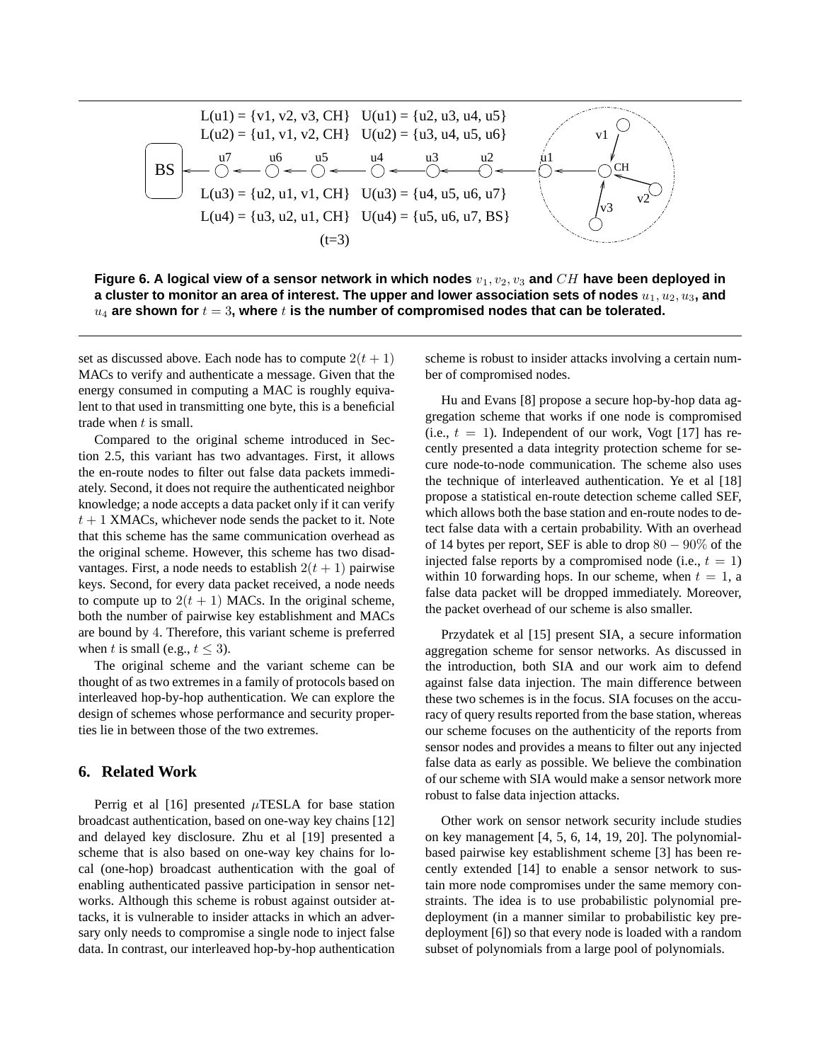L(u1) = {v1, v2, v3, CH}   U(u1) = {u2, u3, u4, u5}

L(u2) = {u1, v1, v2, CH}   U(u2) = {u3, u4, u5, u6}

L(u3) = {u2, u1, v1, CH}   U(u3) = {u4, u5, u6, u7}

L(u4) = {u3, u2, u1, CH}   U(u4) = {u5, u6, u7, BS}

(t=3)

**Figure 6. A logical view of a sensor network in which nodes $v_1, v_2, v_3$ and $CH$ have been deployed in a cluster to monitor an area of interest. The upper and lower association sets of nodes $u_1, u_2, u_3$, and $u_4$ are shown for $t = 3$, where $t$ is the number of compromised nodes that can be tolerated.**

set as discussed above. Each node has to compute $2(t + 1)$ MACs to verify and authenticate a message. Given that the energy consumed in computing a MAC is roughly equivalent to that used in transmitting one byte, this is a beneficial trade when $t$ is small.

Compared to the original scheme introduced in Section 2.5, this variant has two advantages. First, it allows the en-route nodes to filter out false data packets immediately. Second, it does not require the authenticated neighbor knowledge; a node accepts a data packet only if it can verify $t + 1$ XMACs, whichever node sends the packet to it. Note that this scheme has the same communication overhead as the original scheme. However, this scheme has two disadvantages. First, a node needs to establish $2(t + 1)$ pairwise keys. Second, for every data packet received, a node needs to compute up to $2(t + 1)$ MACs. In the original scheme, both the number of pairwise key establishment and MACs are bound by 4. Therefore, this variant scheme is preferred when $t$ is small (e.g., $t \leq 3$).

The original scheme and the variant scheme can be thought of as two extremes in a family of protocols based on interleaved hop-by-hop authentication. We can explore the design of schemes whose performance and security properties lie in between those of the two extremes.

## 6. Related Work

Perrig et al [16] presented $\mu$TESLA for base station broadcast authentication, based on one-way key chains [12] and delayed key disclosure. Zhu et al [19] presented a scheme that is also based on one-way key chains for local (one-hop) broadcast authentication with the goal of enabling authenticated passive participation in sensor networks. Although this scheme is robust against outsider attacks, it is vulnerable to insider attacks in which an adversary only needs to compromise a single node to inject false data. In contrast, our interleaved hop-by-hop authentication scheme is robust to insider attacks involving a certain number of compromised nodes.

Hu and Evans [8] propose a secure hop-by-hop data aggregation scheme that works if one node is compromised (i.e., $t = 1$). Independent of our work, Vogt [17] has recently presented a data integrity protection scheme for secure node-to-node communication. The scheme also uses the technique of interleaved authentication. Ye et al [18] propose a statistical en-route detection scheme called SEF, which allows both the base station and en-route nodes to detect false data with a certain probability. With an overhead of 14 bytes per report, SEF is able to drop $80 - 90\%$ of the injected false reports by a compromised node (i.e., $t = 1$) within 10 forwarding hops. In our scheme, when $t = 1$, a false data packet will be dropped immediately. Moreover, the packet overhead of our scheme is also smaller.

Przydatek et al [15] present SIA, a secure information aggregation scheme for sensor networks. As discussed in the introduction, both SIA and our work aim to defend against false data injection. The main difference between these two schemes is in the focus. SIA focuses on the accuracy of query results reported from the base station, whereas our scheme focuses on the authenticity of the reports from sensor nodes and provides a means to filter out any injected false data as early as possible. We believe the combination of our scheme with SIA would make a sensor network more robust to false data injection attacks.

Other work on sensor network security include studies on key management [4, 5, 6, 14, 19, 20]. The polynomial-based pairwise key establishment scheme [3] has been recently extended [14] to enable a sensor network to sustain more node compromises under the same memory constraints. The idea is to use probabilistic polynomial predeployment (in a manner similar to probabilistic key predeployment [6]) so that every node is loaded with a random subset of polynomials from a large pool of polynomials.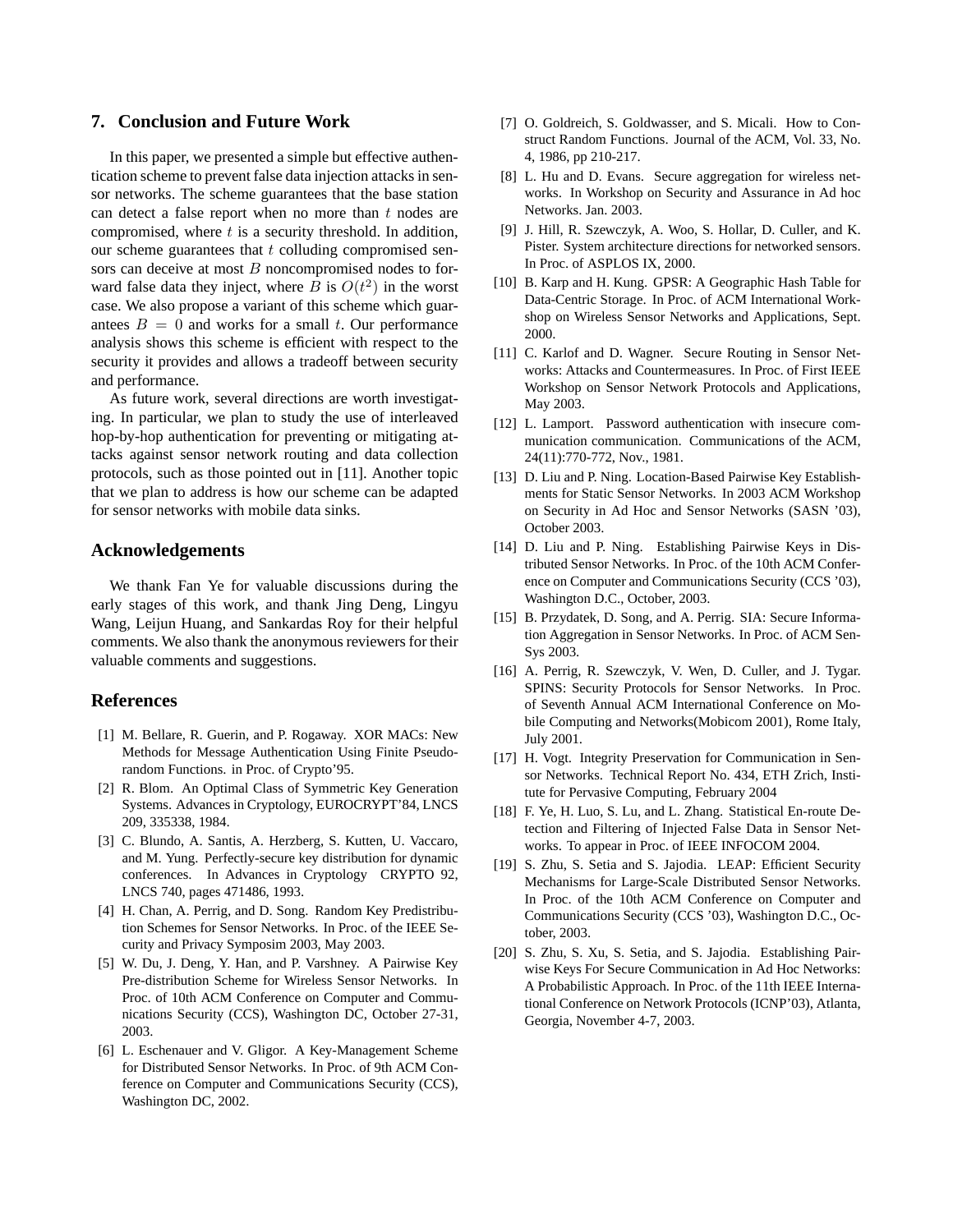## 7. Conclusion and Future Work

In this paper, we presented a simple but effective authentication scheme to prevent false data injection attacks in sensor networks. The scheme guarantees that the base station can detect a false report when no more than $t$ nodes are compromised, where $t$ is a security threshold. In addition, our scheme guarantees that $t$ colluding compromised sensors can deceive at most $B$ noncompromised nodes to forward false data they inject, where $B$ is $O(t^2)$ in the worst case. We also propose a variant of this scheme which guarantees $B = 0$ and works for a small $t$. Our performance analysis shows this scheme is efficient with respect to the security it provides and allows a tradeoff between security and performance.

As future work, several directions are worth investigating. In particular, we plan to study the use of interleaved hop-by-hop authentication for preventing or mitigating attacks against sensor network routing and data collection protocols, such as those pointed out in [11]. Another topic that we plan to address is how our scheme can be adapted for sensor networks with mobile data sinks.

## Acknowledgements

We thank Fan Ye for valuable discussions during the early stages of this work, and thank Jing Deng, Lingyu Wang, Leijun Huang, and Sankardas Roy for their helpful comments. We also thank the anonymous reviewers for their valuable comments and suggestions.

## References

[1] M. Bellare, R. Guerin, and P. Rogaway. XOR MACs: New Methods for Message Authentication Using Finite Pseudorandom Functions. in Proc. of Crypto'95.

[2] R. Blom. An Optimal Class of Symmetric Key Generation Systems. Advances in Cryptology, EUROCRYPT'84, LNCS 209, 335338, 1984.

[3] C. Blundo, A. Santis, A. Herzberg, S. Kutten, U. Vaccaro, and M. Yung. Perfectly-secure key distribution for dynamic conferences. In Advances in Cryptology CRYPTO 92, LNCS 740, pages 471486, 1993.

[4] H. Chan, A. Perrig, and D. Song. Random Key Predistribution Schemes for Sensor Networks. In Proc. of the IEEE Security and Privacy Symposim 2003, May 2003.

[5] W. Du, J. Deng, Y. Han, and P. Varshney. A Pairwise Key Pre-distribution Scheme for Wireless Sensor Networks. In Proc. of 10th ACM Conference on Computer and Communications Security (CCS), Washington DC, October 27-31, 2003.

[6] L. Eschenauer and V. Gligor. A Key-Management Scheme for Distributed Sensor Networks. In Proc. of 9th ACM Conference on Computer and Communications Security (CCS), Washington DC, 2002.

[7] O. Goldreich, S. Goldwasser, and S. Micali. How to Construct Random Functions. Journal of the ACM, Vol. 33, No. 4, 1986, pp 210-217.

[8] L. Hu and D. Evans. Secure aggregation for wireless networks. In Workshop on Security and Assurance in Ad hoc Networks. Jan. 2003.

[9] J. Hill, R. Szewczyk, A. Woo, S. Hollar, D. Culler, and K. Pister. System architecture directions for networked sensors. In Proc. of ASPLOS IX, 2000.

[10] B. Karp and H. Kung. GPSR: A Geographic Hash Table for Data-Centric Storage. In Proc. of ACM International Workshop on Wireless Sensor Networks and Applications, Sept. 2000.

[11] C. Karlof and D. Wagner. Secure Routing in Sensor Networks: Attacks and Countermeasures. In Proc. of First IEEE Workshop on Sensor Network Protocols and Applications, May 2003.

[12] L. Lamport. Password authentication with insecure communication communication. Communications of the ACM, 24(11):770-772, Nov., 1981.

[13] D. Liu and P. Ning. Location-Based Pairwise Key Establishments for Static Sensor Networks. In 2003 ACM Workshop on Security in Ad Hoc and Sensor Networks (SASN '03), October 2003.

[14] D. Liu and P. Ning. Establishing Pairwise Keys in Distributed Sensor Networks. In Proc. of the 10th ACM Conference on Computer and Communications Security (CCS '03), Washington D.C., October, 2003.

[15] B. Przydatek, D. Song, and A. Perrig. SIA: Secure Information Aggregation in Sensor Networks. In Proc. of ACM SenSys 2003.

[16] A. Perrig, R. Szewczyk, V. Wen, D. Culler, and J. Tygar. SPINS: Security Protocols for Sensor Networks. In Proc. of Seventh Annual ACM International Conference on Mobile Computing and Networks(Mobicom 2001), Rome Italy, July 2001.

[17] H. Vogt. Integrity Preservation for Communication in Sensor Networks. Technical Report No. 434, ETH Zrich, Institute for Pervasive Computing, February 2004

[18] F. Ye, H. Luo, S. Lu, and L. Zhang. Statistical En-route Detection and Filtering of Injected False Data in Sensor Networks. To appear in Proc. of IEEE INFOCOM 2004.

[19] S. Zhu, S. Setia and S. Jajodia. LEAP: Efficient Security Mechanisms for Large-Scale Distributed Sensor Networks. In Proc. of the 10th ACM Conference on Computer and Communications Security (CCS '03), Washington D.C., October, 2003.

[20] S. Zhu, S. Xu, S. Setia, and S. Jajodia. Establishing Pairwise Keys For Secure Communication in Ad Hoc Networks: A Probabilistic Approach. In Proc. of the 11th IEEE International Conference on Network Protocols (ICNP'03), Atlanta, Georgia, November 4-7, 2003.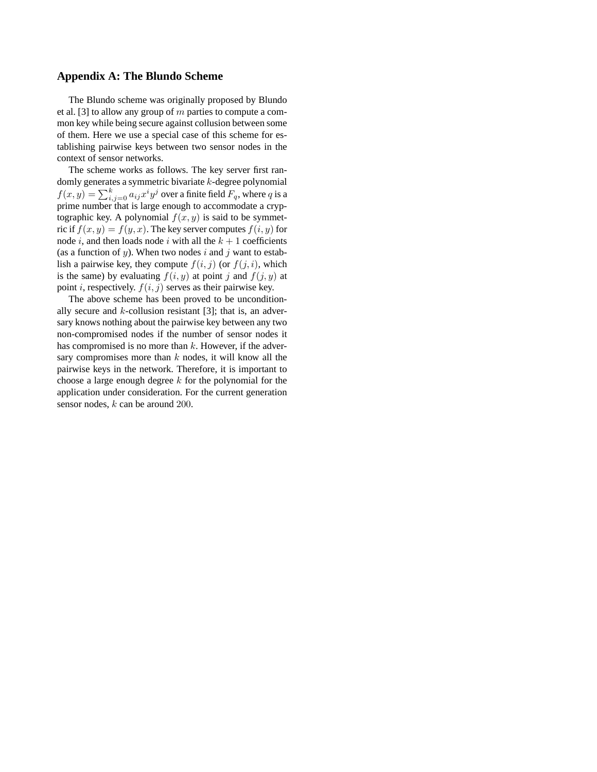## Appendix A: The Blundo Scheme

The Blundo scheme was originally proposed by Blundo et al. [3] to allow any group of $m$ parties to compute a common key while being secure against collusion between some of them. Here we use a special case of this scheme for establishing pairwise keys between two sensor nodes in the context of sensor networks.

The scheme works as follows. The key server first randomly generates a symmetric bivariate $k$-degree polynomial $f(x, y) = \sum_{i,j=0}^{k} a_{ij} x^i y^j$ over a finite field $F_q$, where $q$ is a prime number that is large enough to accommodate a cryptographic key. A polynomial $f(x, y)$ is said to be symmetric if $f(x, y) = f(y, x)$. The key server computes $f(i, y)$ for node $i$, and then loads node $i$ with all the $k + 1$ coefficients (as a function of $y$). When two nodes $i$ and $j$ want to establish a pairwise key, they compute $f(i, j)$ (or $f(j, i)$, which is the same) by evaluating $f(i, y)$ at point $j$ and $f(j, y)$ at point $i$, respectively. $f(i, j)$ serves as their pairwise key.

The above scheme has been proved to be unconditionally secure and $k$-collusion resistant [3]; that is, an adversary knows nothing about the pairwise key between any two non-compromised nodes if the number of sensor nodes it has compromised is no more than $k$. However, if the adversary compromises more than $k$ nodes, it will know all the pairwise keys in the network. Therefore, it is important to choose a large enough degree $k$ for the polynomial for the application under consideration. For the current generation sensor nodes, $k$ can be around $200$.